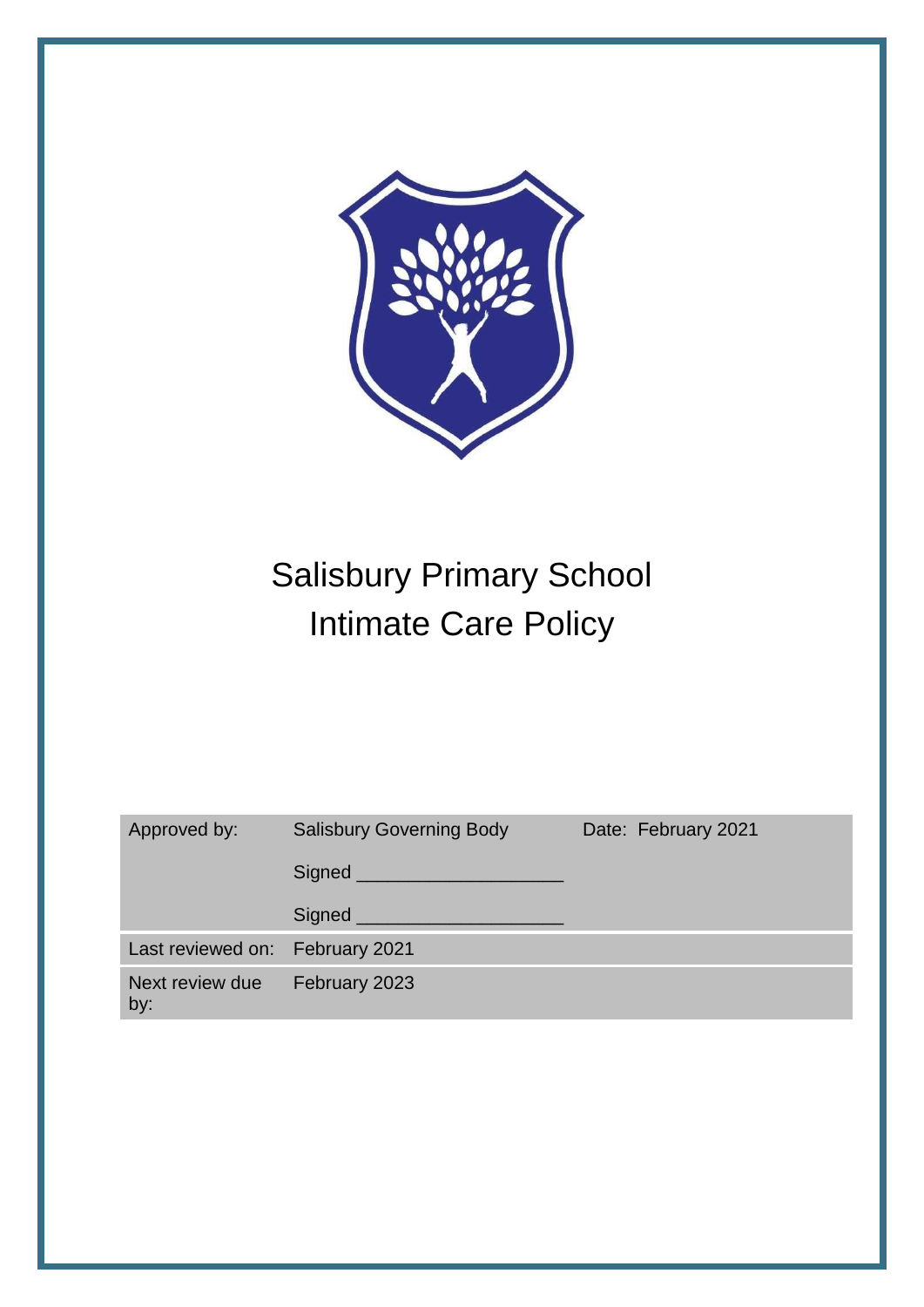# Salisbury Primary School
# Intimate Care Policy

| Approved by: | Salisbury Governing Body | Date: February 2021 |
|---|---|---|
| | Signed ___________________ | |
| | Signed ___________________ | |
| Last reviewed on: | February 2021 | |
| Next review due by: | February 2023 | |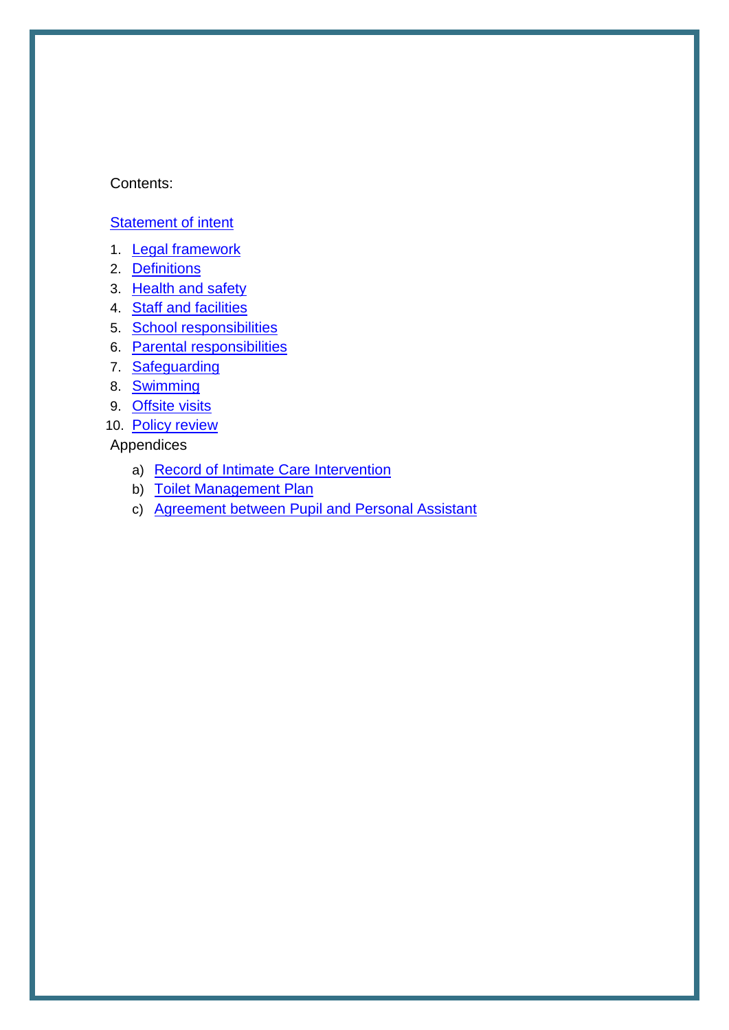Contents:

Statement of intent

1. Legal framework
2. Definitions
3. Health and safety
4. Staff and facilities
5. School responsibilities
6. Parental responsibilities
7. Safeguarding
8. Swimming
9. Offsite visits
10. Policy review

Appendices

a) Record of Intimate Care Intervention
b) Toilet Management Plan
c) Agreement between Pupil and Personal Assistant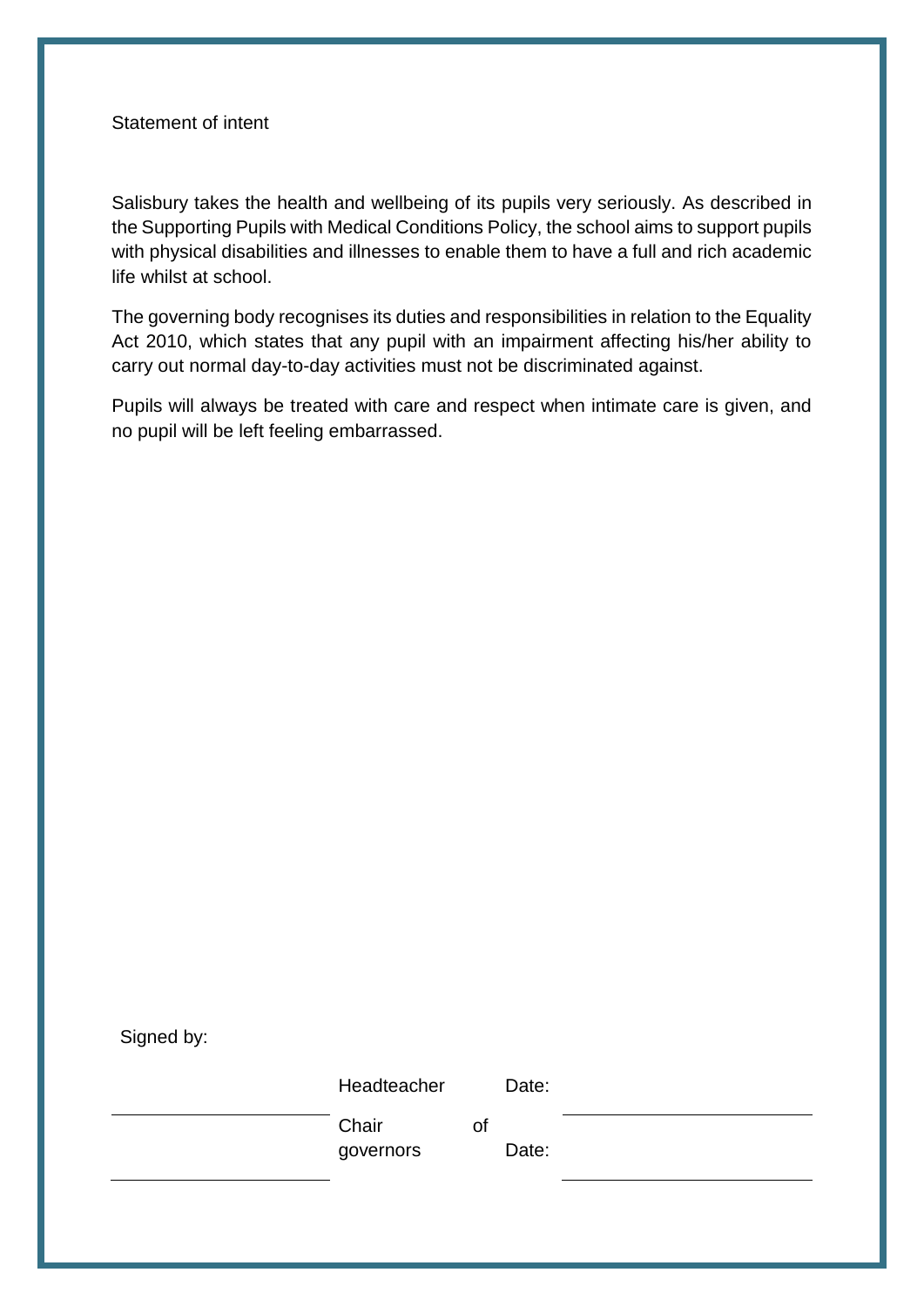Statement of intent

Salisbury takes the health and wellbeing of its pupils very seriously. As described in the Supporting Pupils with Medical Conditions Policy, the school aims to support pupils with physical disabilities and illnesses to enable them to have a full and rich academic life whilst at school.

The governing body recognises its duties and responsibilities in relation to the Equality Act 2010, which states that any pupil with an impairment affecting his/her ability to carry out normal day-to-day activities must not be discriminated against.

Pupils will always be treated with care and respect when intimate care is given, and no pupil will be left feeling embarrassed.

Signed by:

| | | | |
|---|---|---|---|
| __________________ | Headteacher | Date: | __________________ |
| __________________ | Chair of governors | Date: | __________________ |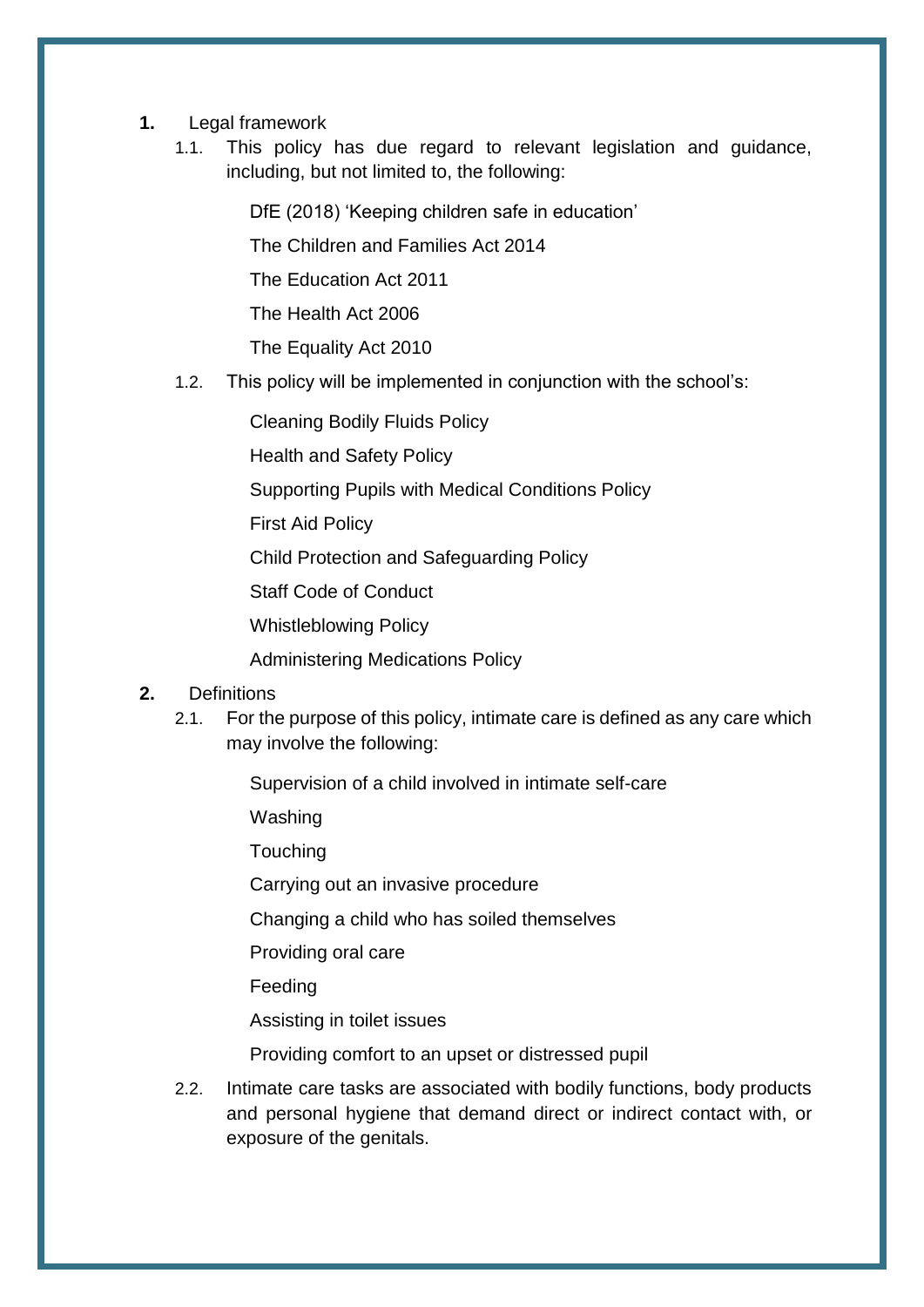**1.** Legal framework

1.1. This policy has due regard to relevant legislation and guidance, including, but not limited to, the following:

- DfE (2018) 'Keeping children safe in education'
- The Children and Families Act 2014
- The Education Act 2011
- The Health Act 2006
- The Equality Act 2010

1.2. This policy will be implemented in conjunction with the school's:

- Cleaning Bodily Fluids Policy
- Health and Safety Policy
- Supporting Pupils with Medical Conditions Policy
- First Aid Policy
- Child Protection and Safeguarding Policy
- Staff Code of Conduct
- Whistleblowing Policy
- Administering Medications Policy

**2.** Definitions

2.1. For the purpose of this policy, intimate care is defined as any care which may involve the following:

- Supervision of a child involved in intimate self-care
- Washing
- Touching
- Carrying out an invasive procedure
- Changing a child who has soiled themselves
- Providing oral care
- Feeding
- Assisting in toilet issues
- Providing comfort to an upset or distressed pupil

2.2. Intimate care tasks are associated with bodily functions, body products and personal hygiene that demand direct or indirect contact with, or exposure of the genitals.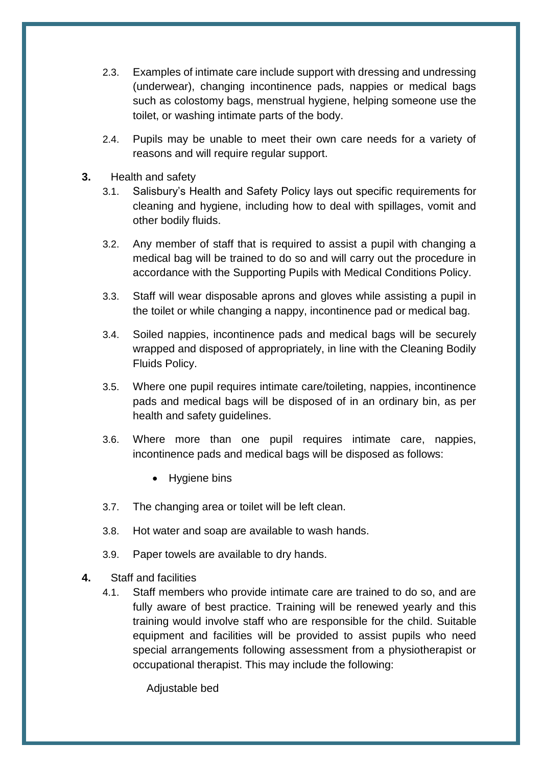2.3. Examples of intimate care include support with dressing and undressing (underwear), changing incontinence pads, nappies or medical bags such as colostomy bags, menstrual hygiene, helping someone use the toilet, or washing intimate parts of the body.

2.4. Pupils may be unable to meet their own care needs for a variety of reasons and will require regular support.

**3.** Health and safety

3.1. Salisbury's Health and Safety Policy lays out specific requirements for cleaning and hygiene, including how to deal with spillages, vomit and other bodily fluids.

3.2. Any member of staff that is required to assist a pupil with changing a medical bag will be trained to do so and will carry out the procedure in accordance with the Supporting Pupils with Medical Conditions Policy.

3.3. Staff will wear disposable aprons and gloves while assisting a pupil in the toilet or while changing a nappy, incontinence pad or medical bag.

3.4. Soiled nappies, incontinence pads and medical bags will be securely wrapped and disposed of appropriately, in line with the Cleaning Bodily Fluids Policy.

3.5. Where one pupil requires intimate care/toileting, nappies, incontinence pads and medical bags will be disposed of in an ordinary bin, as per health and safety guidelines.

3.6. Where more than one pupil requires intimate care, nappies, incontinence pads and medical bags will be disposed as follows:

- Hygiene bins

3.7. The changing area or toilet will be left clean.

3.8. Hot water and soap are available to wash hands.

3.9. Paper towels are available to dry hands.

**4.** Staff and facilities

4.1. Staff members who provide intimate care are trained to do so, and are fully aware of best practice. Training will be renewed yearly and this training would involve staff who are responsible for the child. Suitable equipment and facilities will be provided to assist pupils who need special arrangements following assessment from a physiotherapist or occupational therapist. This may include the following:

Adjustable bed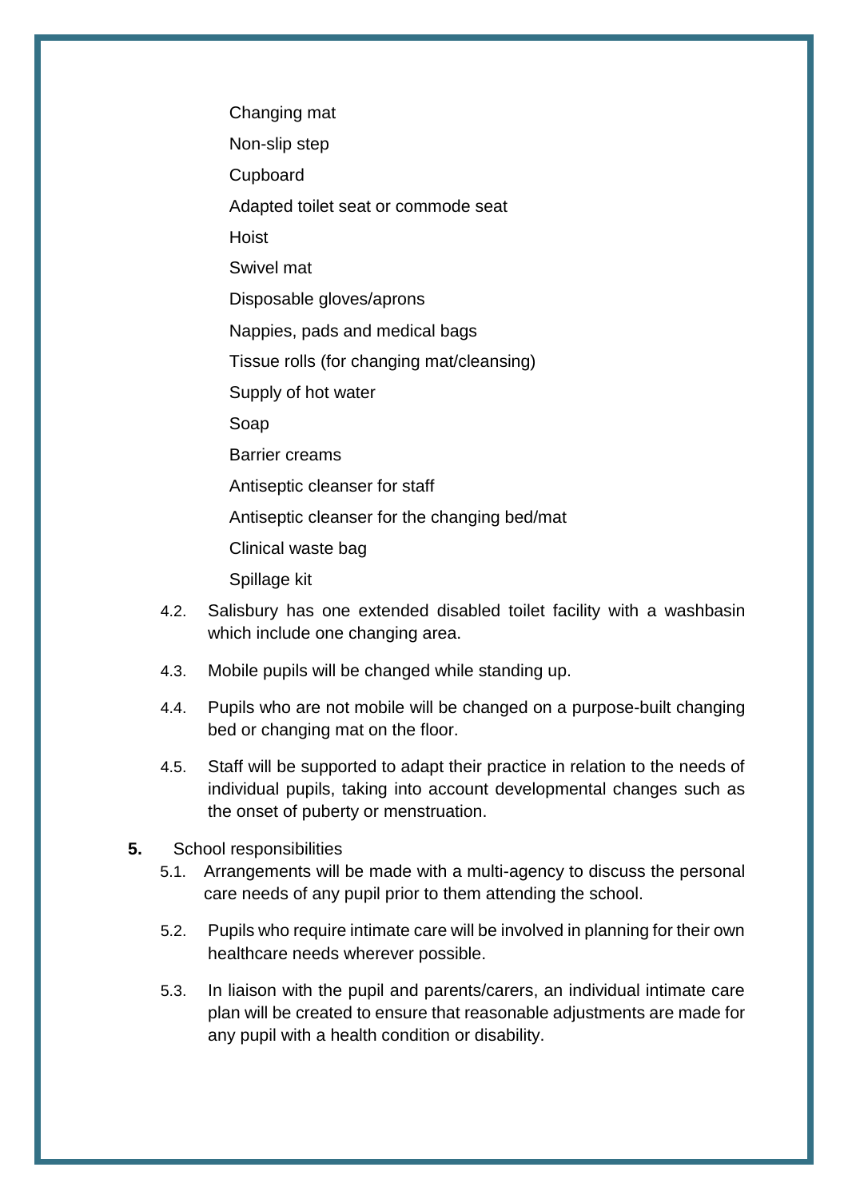- Changing mat
- Non-slip step
- Cupboard
- Adapted toilet seat or commode seat
- Hoist
- Swivel mat
- Disposable gloves/aprons
- Nappies, pads and medical bags
- Tissue rolls (for changing mat/cleansing)
- Supply of hot water
- Soap
- Barrier creams
- Antiseptic cleanser for staff
- Antiseptic cleanser for the changing bed/mat
- Clinical waste bag
- Spillage kit

4.2. Salisbury has one extended disabled toilet facility with a washbasin which include one changing area.

4.3. Mobile pupils will be changed while standing up.

4.4. Pupils who are not mobile will be changed on a purpose-built changing bed or changing mat on the floor.

4.5. Staff will be supported to adapt their practice in relation to the needs of individual pupils, taking into account developmental changes such as the onset of puberty or menstruation.

**5.** School responsibilities

5.1. Arrangements will be made with a multi-agency to discuss the personal care needs of any pupil prior to them attending the school.

5.2. Pupils who require intimate care will be involved in planning for their own healthcare needs wherever possible.

5.3. In liaison with the pupil and parents/carers, an individual intimate care plan will be created to ensure that reasonable adjustments are made for any pupil with a health condition or disability.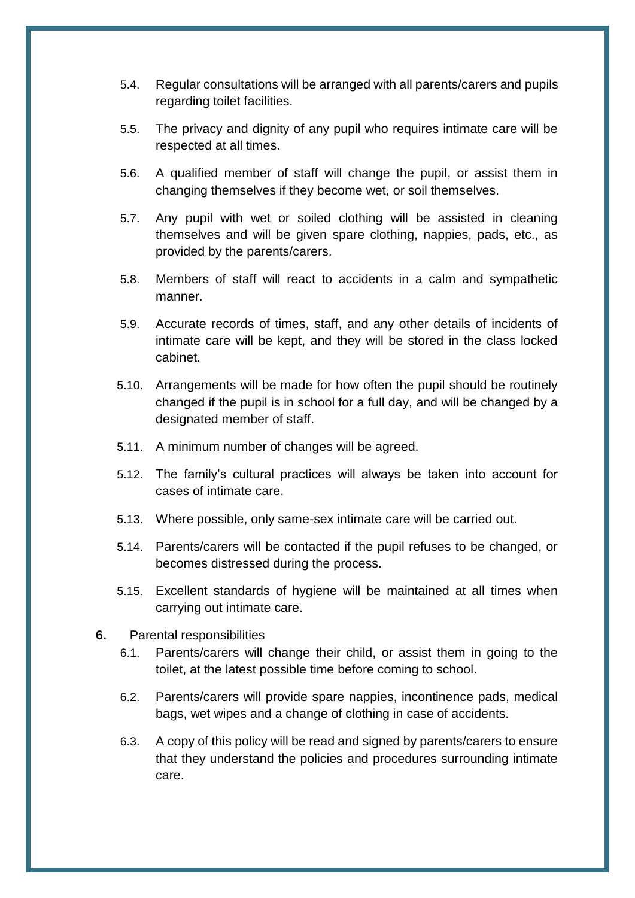5.4. Regular consultations will be arranged with all parents/carers and pupils regarding toilet facilities.

5.5. The privacy and dignity of any pupil who requires intimate care will be respected at all times.

5.6. A qualified member of staff will change the pupil, or assist them in changing themselves if they become wet, or soil themselves.

5.7. Any pupil with wet or soiled clothing will be assisted in cleaning themselves and will be given spare clothing, nappies, pads, etc., as provided by the parents/carers.

5.8. Members of staff will react to accidents in a calm and sympathetic manner.

5.9. Accurate records of times, staff, and any other details of incidents of intimate care will be kept, and they will be stored in the class locked cabinet.

5.10. Arrangements will be made for how often the pupil should be routinely changed if the pupil is in school for a full day, and will be changed by a designated member of staff.

5.11. A minimum number of changes will be agreed.

5.12. The family's cultural practices will always be taken into account for cases of intimate care.

5.13. Where possible, only same-sex intimate care will be carried out.

5.14. Parents/carers will be contacted if the pupil refuses to be changed, or becomes distressed during the process.

5.15. Excellent standards of hygiene will be maintained at all times when carrying out intimate care.

**6.** Parental responsibilities

6.1. Parents/carers will change their child, or assist them in going to the toilet, at the latest possible time before coming to school.

6.2. Parents/carers will provide spare nappies, incontinence pads, medical bags, wet wipes and a change of clothing in case of accidents.

6.3. A copy of this policy will be read and signed by parents/carers to ensure that they understand the policies and procedures surrounding intimate care.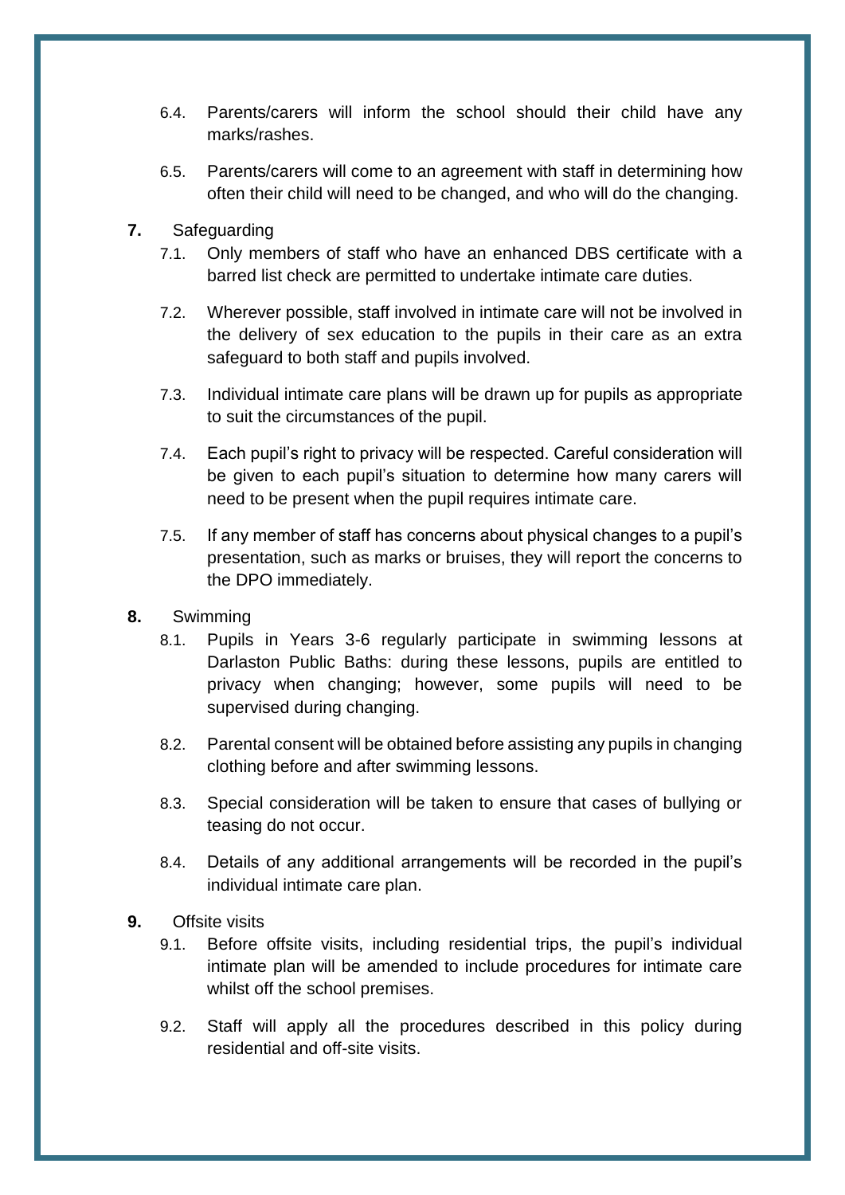6.4. Parents/carers will inform the school should their child have any marks/rashes.

6.5. Parents/carers will come to an agreement with staff in determining how often their child will need to be changed, and who will do the changing.

**7.** Safeguarding

7.1. Only members of staff who have an enhanced DBS certificate with a barred list check are permitted to undertake intimate care duties.

7.2. Wherever possible, staff involved in intimate care will not be involved in the delivery of sex education to the pupils in their care as an extra safeguard to both staff and pupils involved.

7.3. Individual intimate care plans will be drawn up for pupils as appropriate to suit the circumstances of the pupil.

7.4. Each pupil's right to privacy will be respected. Careful consideration will be given to each pupil's situation to determine how many carers will need to be present when the pupil requires intimate care.

7.5. If any member of staff has concerns about physical changes to a pupil's presentation, such as marks or bruises, they will report the concerns to the DPO immediately.

**8.** Swimming

8.1. Pupils in Years 3-6 regularly participate in swimming lessons at Darlaston Public Baths: during these lessons, pupils are entitled to privacy when changing; however, some pupils will need to be supervised during changing.

8.2. Parental consent will be obtained before assisting any pupils in changing clothing before and after swimming lessons.

8.3. Special consideration will be taken to ensure that cases of bullying or teasing do not occur.

8.4. Details of any additional arrangements will be recorded in the pupil's individual intimate care plan.

**9.** Offsite visits

9.1. Before offsite visits, including residential trips, the pupil's individual intimate plan will be amended to include procedures for intimate care whilst off the school premises.

9.2. Staff will apply all the procedures described in this policy during residential and off-site visits.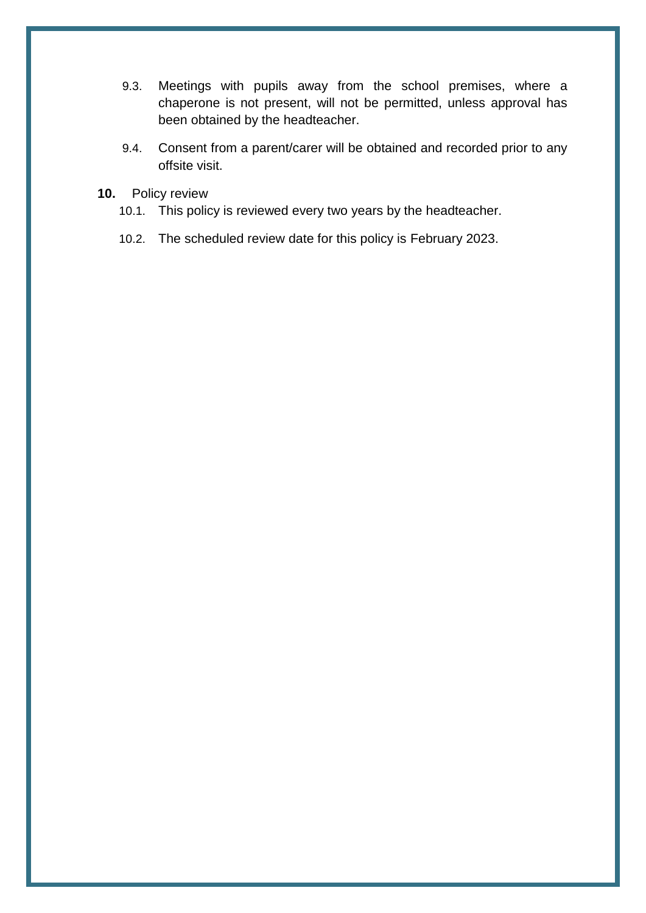9.3. Meetings with pupils away from the school premises, where a chaperone is not present, will not be permitted, unless approval has been obtained by the headteacher.

9.4. Consent from a parent/carer will be obtained and recorded prior to any offsite visit.

## 10. Policy review

10.1. This policy is reviewed every two years by the headteacher.

10.2. The scheduled review date for this policy is February 2023.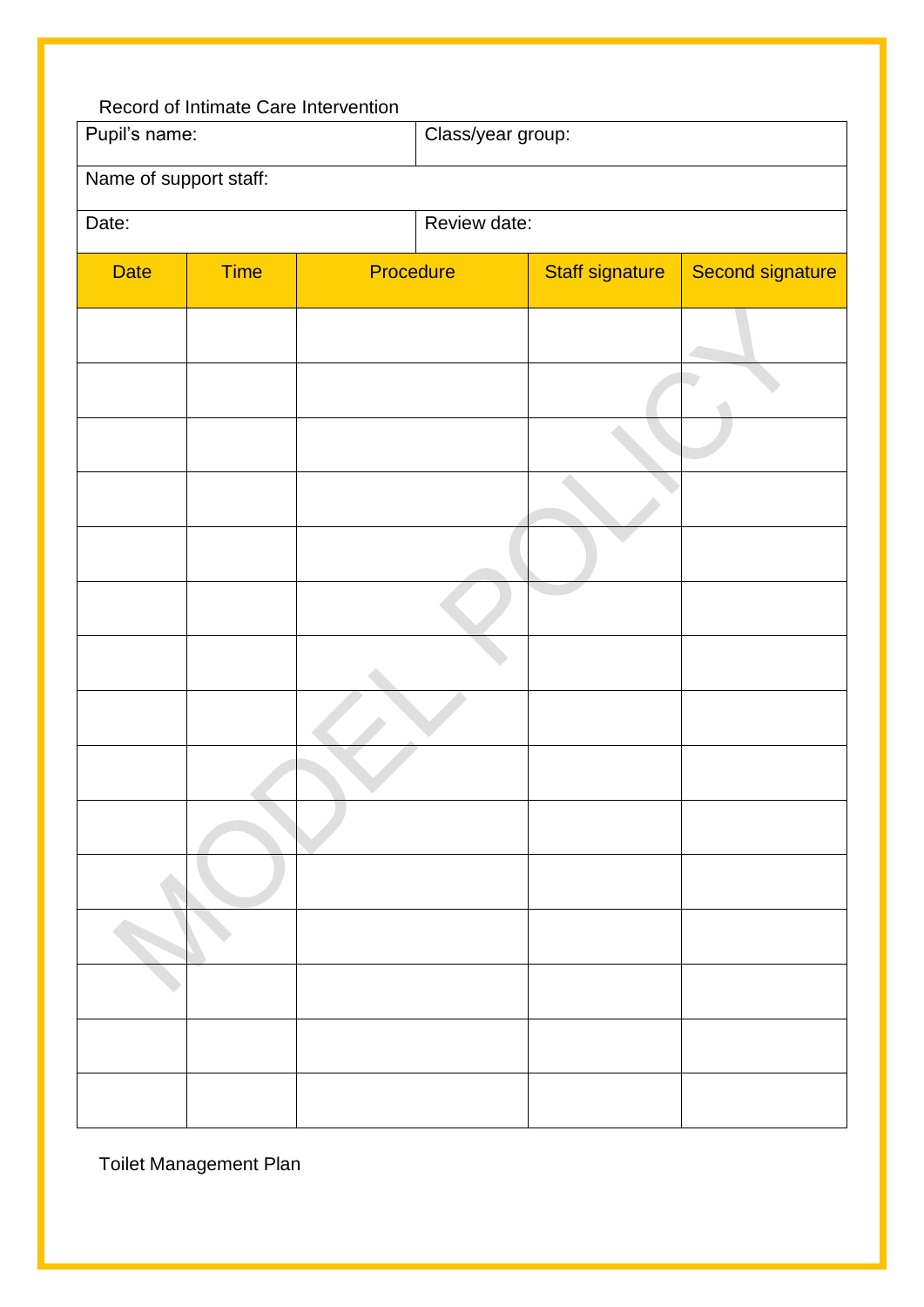Record of Intimate Care Intervention

| Pupil's name: | Class/year group: |
|---|---|
| Name of support staff: | |
| Date: | Review date: |

| Date | Time | Procedure | Staff signature | Second signature |
|---|---|---|---|---|
| | | | | |
| | | | | |
| | | | | |
| | | | | |
| | | | | |
| | | | | |
| | | | | |
| | | | | |
| | | | | |
| | | | | |
| | | | | |
| | | | | |
| | | | | |
| | | | | |
| | | | | |

Toilet Management Plan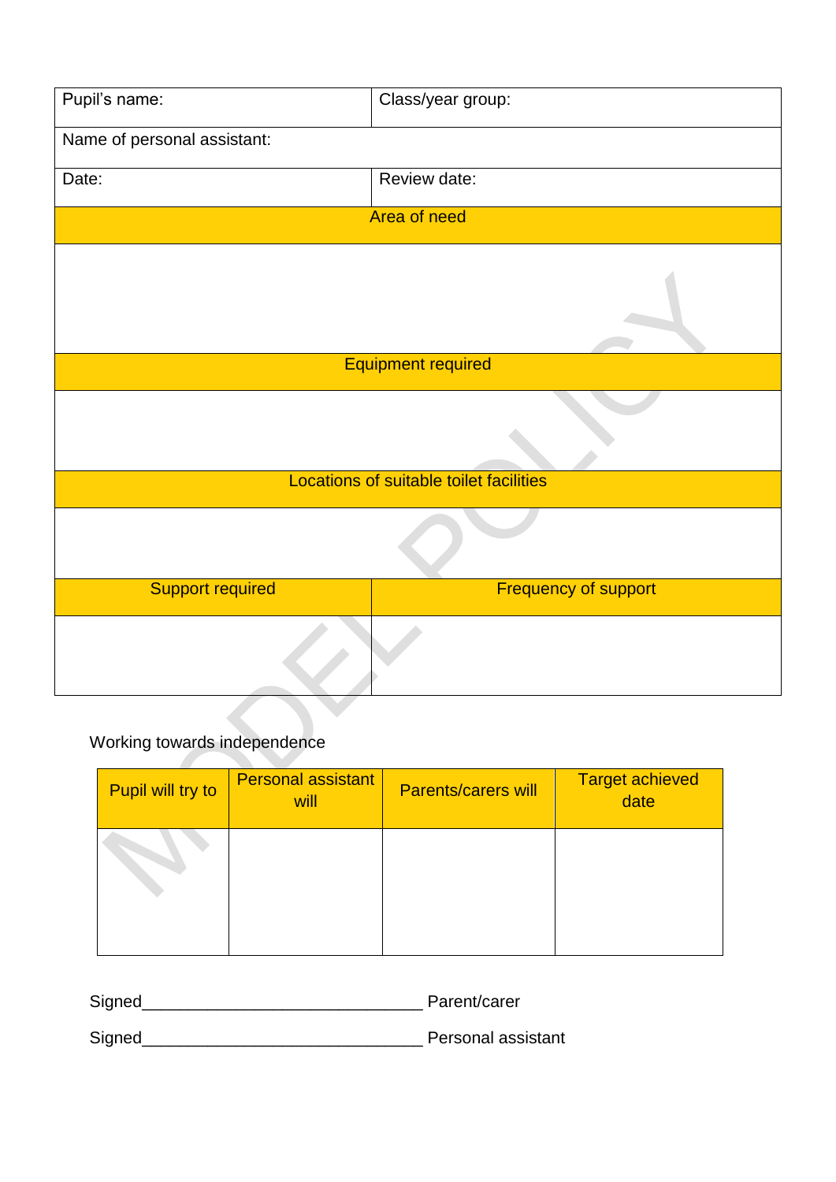| Pupil's name: | Class/year group: |
|---|---|
| Name of personal assistant: | |
| Date: | Review date: |
| **Area of need** | |
| | |
| **Equipment required** | |
| | |
| **Locations of suitable toilet facilities** | |
| | |
| **Support required** | **Frequency of support** |
| | |

Working towards independence

| Pupil will try to | Personal assistant will | Parents/carers will | Target achieved date |
|---|---|---|---|
| | | | |

Signed______________________________ Parent/carer

Signed______________________________ Personal assistant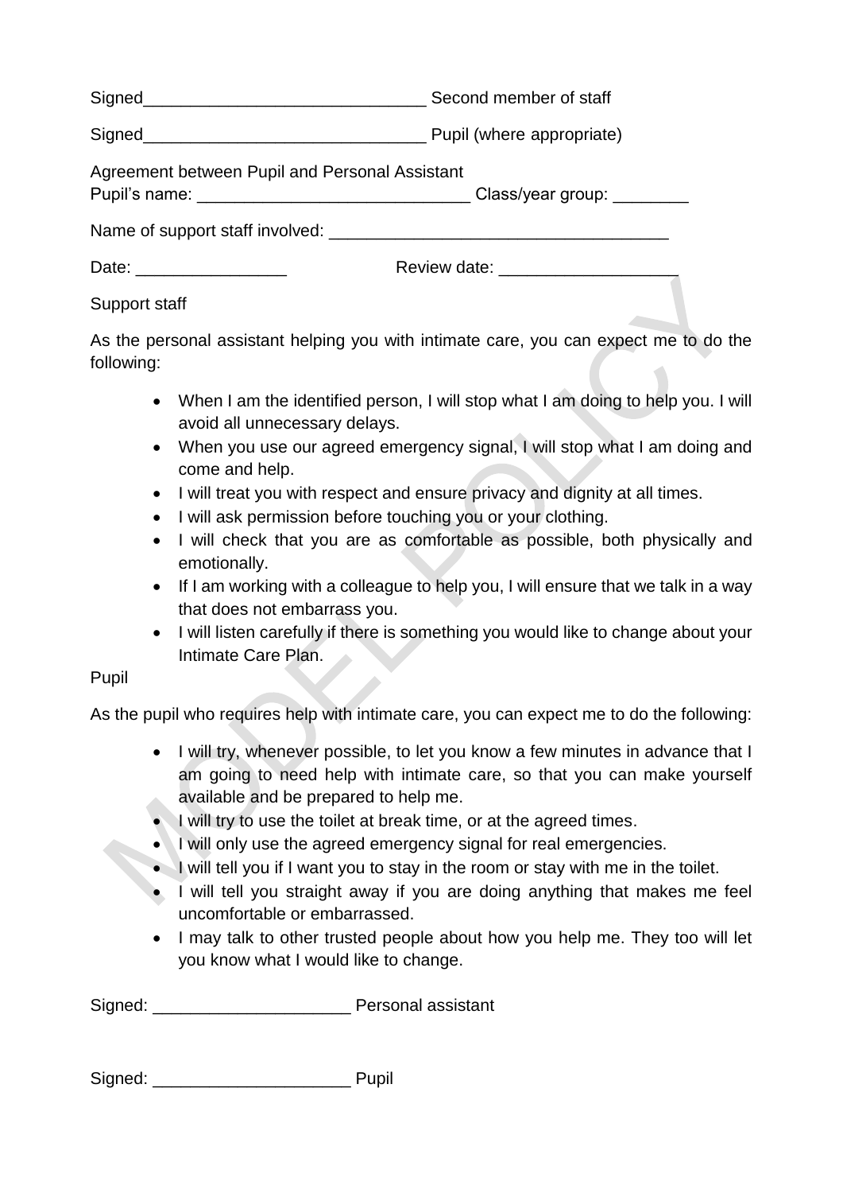Signed______________________________ Second member of staff

Signed______________________________ Pupil (where appropriate)

Agreement between Pupil and Personal Assistant
Pupil's name: _____________________________ Class/year group: ________

Name of support staff involved: ____________________________________

Date: ________________ Review date: ___________________

Support staff

As the personal assistant helping you with intimate care, you can expect me to do the following:

- When I am the identified person, I will stop what I am doing to help you. I will avoid all unnecessary delays.
- When you use our agreed emergency signal, I will stop what I am doing and come and help.
- I will treat you with respect and ensure privacy and dignity at all times.
- I will ask permission before touching you or your clothing.
- I will check that you are as comfortable as possible, both physically and emotionally.
- If I am working with a colleague to help you, I will ensure that we talk in a way that does not embarrass you.
- I will listen carefully if there is something you would like to change about your Intimate Care Plan.

Pupil

As the pupil who requires help with intimate care, you can expect me to do the following:

- I will try, whenever possible, to let you know a few minutes in advance that I am going to need help with intimate care, so that you can make yourself available and be prepared to help me.
- I will try to use the toilet at break time, or at the agreed times.
- I will only use the agreed emergency signal for real emergencies.
- I will tell you if I want you to stay in the room or stay with me in the toilet.
- I will tell you straight away if you are doing anything that makes me feel uncomfortable or embarrassed.
- I may talk to other trusted people about how you help me. They too will let you know what I would like to change.

Signed: _____________________ Personal assistant

Signed: _____________________ Pupil